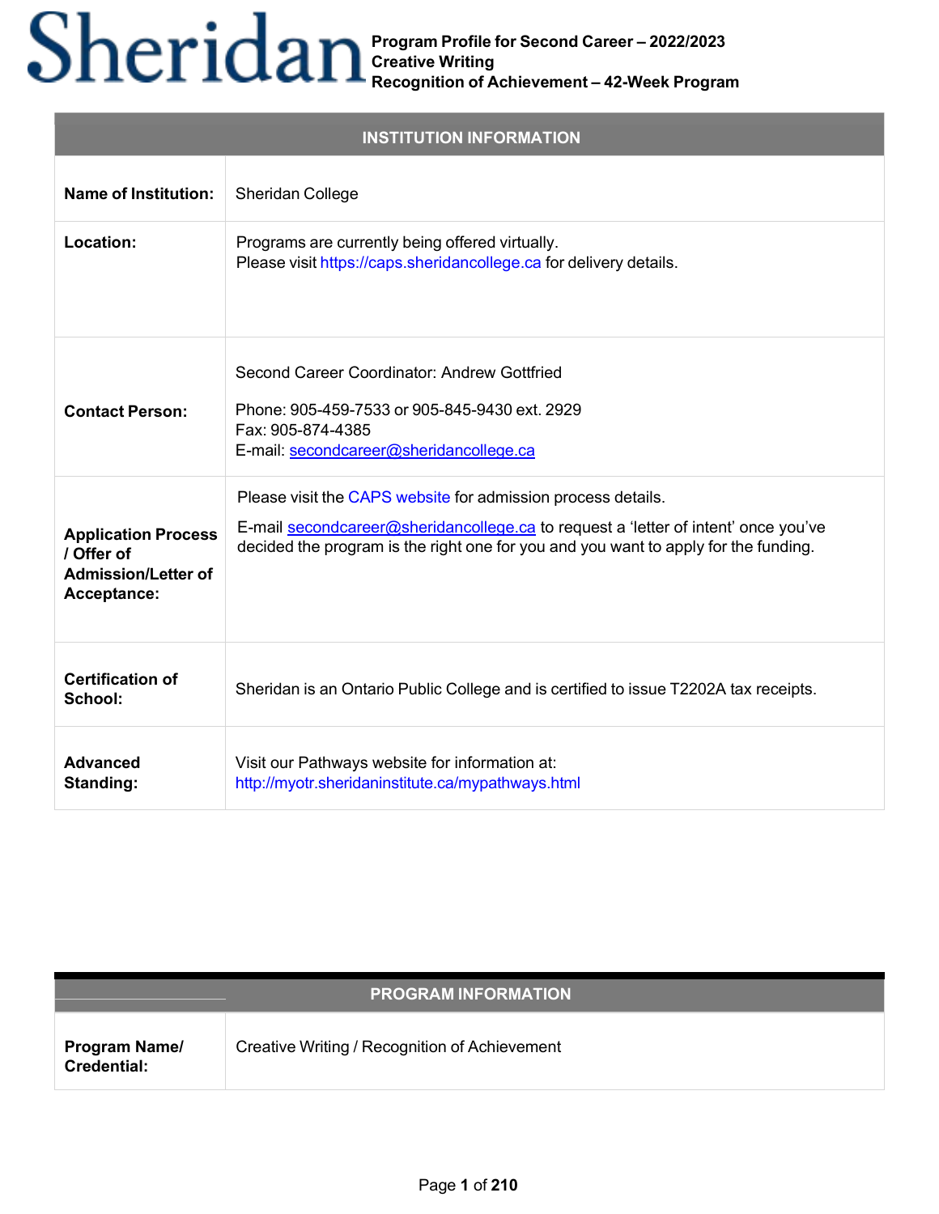# Sheridan

**Program Profile for Second Career – 2022/2023**
**Creative Writing**
**Recognition of Achievement – 42-Week Program**

| INSTITUTION INFORMATION | |
|---|---|
| **Name of Institution:** | Sheridan College |
| **Location:** | Programs are currently being offered virtually.<br>Please visit https://caps.sheridancollege.ca for delivery details. |
| **Contact Person:** | Second Career Coordinator: Andrew Gottfried<br><br>Phone: 905-459-7533 or 905-845-9430 ext. 2929<br>Fax: 905-874-4385<br>E-mail: secondcareer@sheridancollege.ca |
| **Application Process / Offer of Admission/Letter of Acceptance:** | Please visit the CAPS website for admission process details.<br><br>E-mail secondcareer@sheridancollege.ca to request a 'letter of intent' once you've decided the program is the right one for you and you want to apply for the funding. |
| **Certification of School:** | Sheridan is an Ontario Public College and is certified to issue T2202A tax receipts. |
| **Advanced Standing:** | Visit our Pathways website for information at:<br>http://myotr.sheridaninstitute.ca/mypathways.html |

| PROGRAM INFORMATION | |
|---|---|
| **Program Name/ Credential:** | Creative Writing / Recognition of Achievement |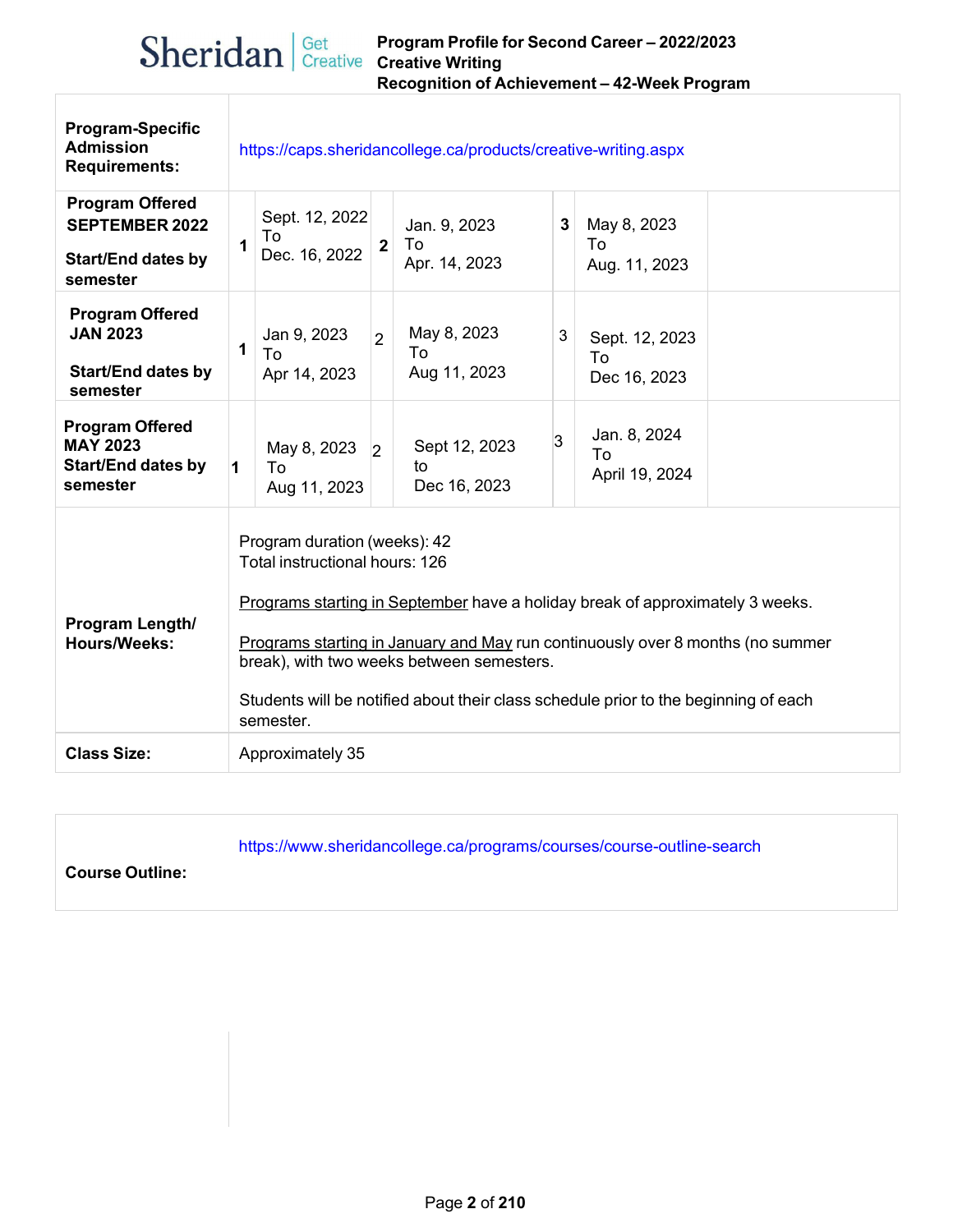| | | | | | | |
|---|---|---|---|---|---|---|
| **Program-Specific Admission Requirements:** | https://caps.sheridancollege.ca/products/creative-writing.aspx | | | | | |
| **Program Offered SEPTEMBER 2022** **Start/End dates by semester** | **1** | Sept. 12, 2022 To Dec. 16, 2022 | **2** | Jan. 9, 2023 To Apr. 14, 2023 | **3** | May 8, 2023 To Aug. 11, 2023 |
| **Program Offered JAN 2023** **Start/End dates by semester** | **1** | Jan 9, 2023 To Apr 14, 2023 | 2 | May 8, 2023 To Aug 11, 2023 | 3 | Sept. 12, 2023 To Dec 16, 2023 |
| **Program Offered MAY 2023 Start/End dates by semester** | **1** | May 8, 2023 To Aug 11, 2023 | 2 | Sept 12, 2023 to Dec 16, 2023 | 3 | Jan. 8, 2024 To April 19, 2024 |
| **Program Length/ Hours/Weeks:** | Program duration (weeks): 42<br>Total instructional hours: 126<br><br>Programs starting in September have a holiday break of approximately 3 weeks.<br><br>Programs starting in January and May run continuously over 8 months (no summer break), with two weeks between semesters.<br><br>Students will be notified about their class schedule prior to the beginning of each semester. | | | | | |
| **Class Size:** | Approximately 35 | | | | | |

| | |
|---|---|
| **Course Outline:** | https://www.sheridancollege.ca/programs/courses/course-outline-search |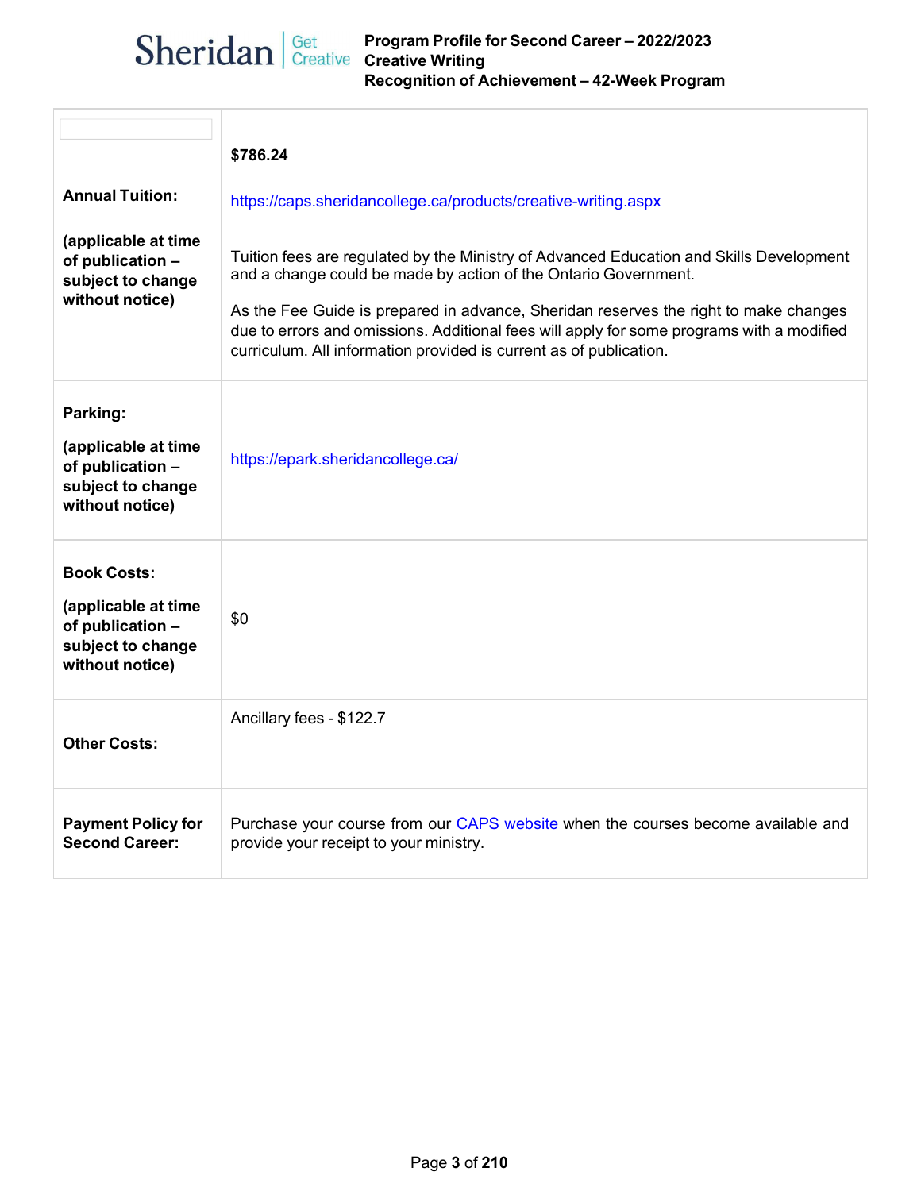| | |
|---|---|
| **Annual Tuition:**<br><br>**(applicable at time of publication – subject to change without notice)** | **$786.24**<br><br>https://caps.sheridancollege.ca/products/creative-writing.aspx<br><br>Tuition fees are regulated by the Ministry of Advanced Education and Skills Development and a change could be made by action of the Ontario Government.<br><br>As the Fee Guide is prepared in advance, Sheridan reserves the right to make changes due to errors and omissions. Additional fees will apply for some programs with a modified curriculum. All information provided is current as of publication. |
| **Parking:**<br><br>**(applicable at time of publication – subject to change without notice)** | https://epark.sheridancollege.ca/ |
| **Book Costs:**<br><br>**(applicable at time of publication – subject to change without notice)** | $0 |
| **Other Costs:** | Ancillary fees - $122.7 |
| **Payment Policy for Second Career:** | Purchase your course from our CAPS website when the courses become available and provide your receipt to your ministry. |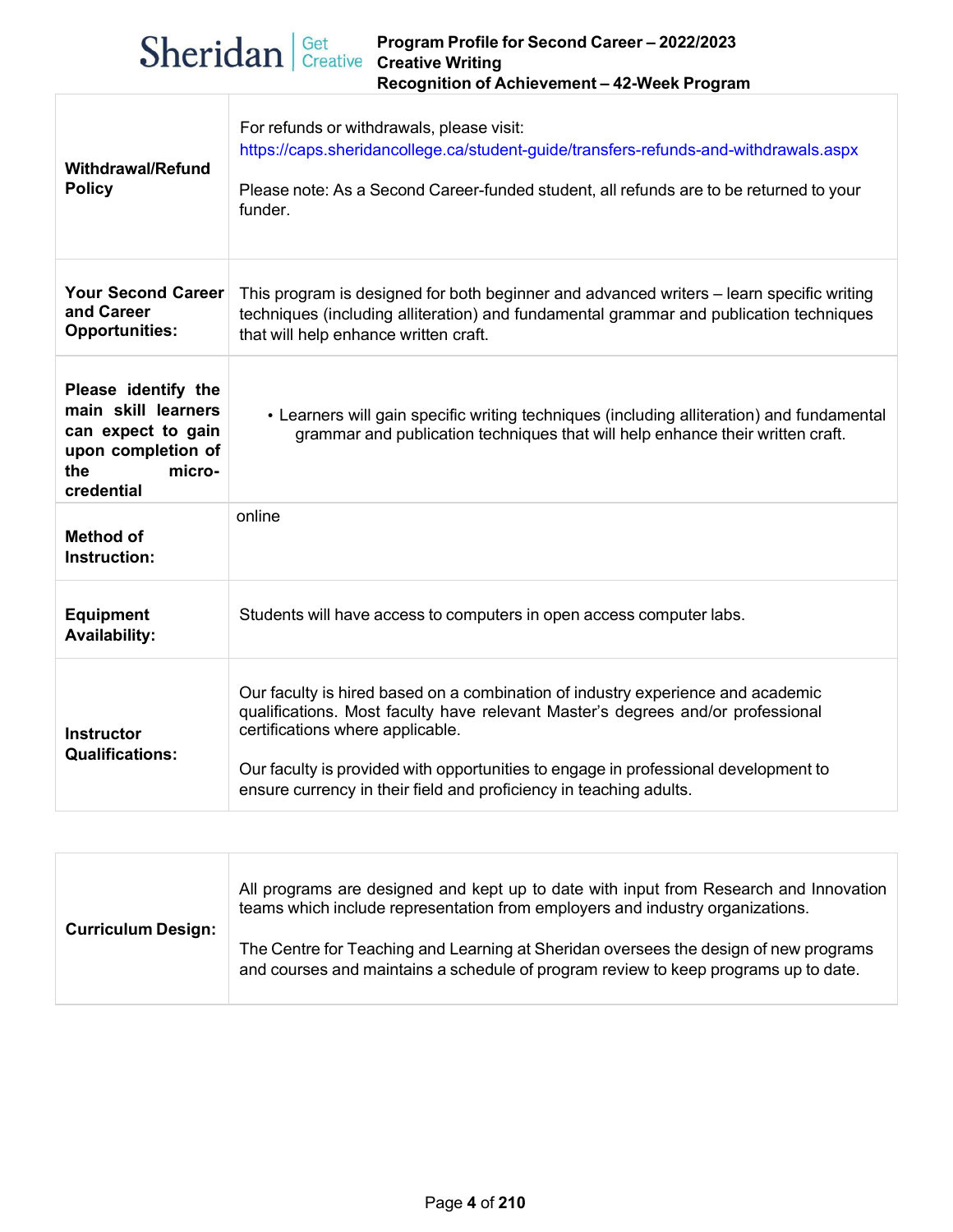| | |
|---|---|
| **Withdrawal/Refund Policy** | For refunds or withdrawals, please visit: https://caps.sheridancollege.ca/student-guide/transfers-refunds-and-withdrawals.aspx<br><br>Please note: As a Second Career-funded student, all refunds are to be returned to your funder. |
| **Your Second Career and Career Opportunities:** | This program is designed for both beginner and advanced writers – learn specific writing techniques (including alliteration) and fundamental grammar and publication techniques that will help enhance written craft. |
| **Please identify the main skill learners can expect to gain upon completion of the micro-credential** | • Learners will gain specific writing techniques (including alliteration) and fundamental grammar and publication techniques that will help enhance their written craft. |
| **Method of Instruction:** | online |
| **Equipment Availability:** | Students will have access to computers in open access computer labs. |
| **Instructor Qualifications:** | Our faculty is hired based on a combination of industry experience and academic qualifications. Most faculty have relevant Master's degrees and/or professional certifications where applicable.<br><br>Our faculty is provided with opportunities to engage in professional development to ensure currency in their field and proficiency in teaching adults. |

| | |
|---|---|
| **Curriculum Design:** | All programs are designed and kept up to date with input from Research and Innovation teams which include representation from employers and industry organizations.<br><br>The Centre for Teaching and Learning at Sheridan oversees the design of new programs and courses and maintains a schedule of program review to keep programs up to date. |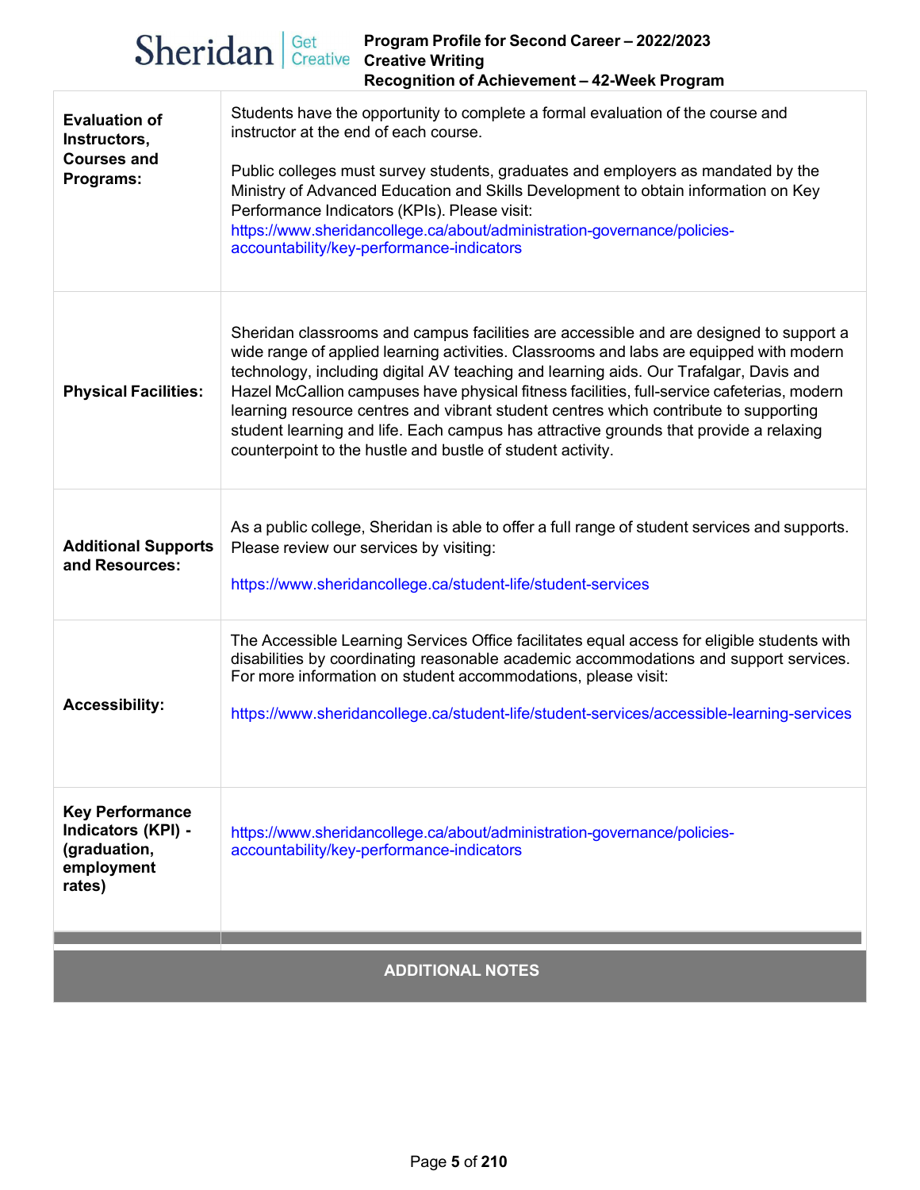| | |
|---|---|
| **Evaluation of Instructors, Courses and Programs:** | Students have the opportunity to complete a formal evaluation of the course and instructor at the end of each course.<br><br>Public colleges must survey students, graduates and employers as mandated by the Ministry of Advanced Education and Skills Development to obtain information on Key Performance Indicators (KPIs). Please visit: https://www.sheridancollege.ca/about/administration-governance/policies-accountability/key-performance-indicators |
| **Physical Facilities:** | Sheridan classrooms and campus facilities are accessible and are designed to support a wide range of applied learning activities. Classrooms and labs are equipped with modern technology, including digital AV teaching and learning aids. Our Trafalgar, Davis and Hazel McCallion campuses have physical fitness facilities, full-service cafeterias, modern learning resource centres and vibrant student centres which contribute to supporting student learning and life. Each campus has attractive grounds that provide a relaxing counterpoint to the hustle and bustle of student activity. |
| **Additional Supports and Resources:** | As a public college, Sheridan is able to offer a full range of student services and supports. Please review our services by visiting:<br><br>https://www.sheridancollege.ca/student-life/student-services |
| **Accessibility:** | The Accessible Learning Services Office facilitates equal access for eligible students with disabilities by coordinating reasonable academic accommodations and support services. For more information on student accommodations, please visit:<br><br>https://www.sheridancollege.ca/student-life/student-services/accessible-learning-services |
| **Key Performance Indicators (KPI) - (graduation, employment rates)** | https://www.sheridancollege.ca/about/administration-governance/policies-accountability/key-performance-indicators |

## ADDITIONAL NOTES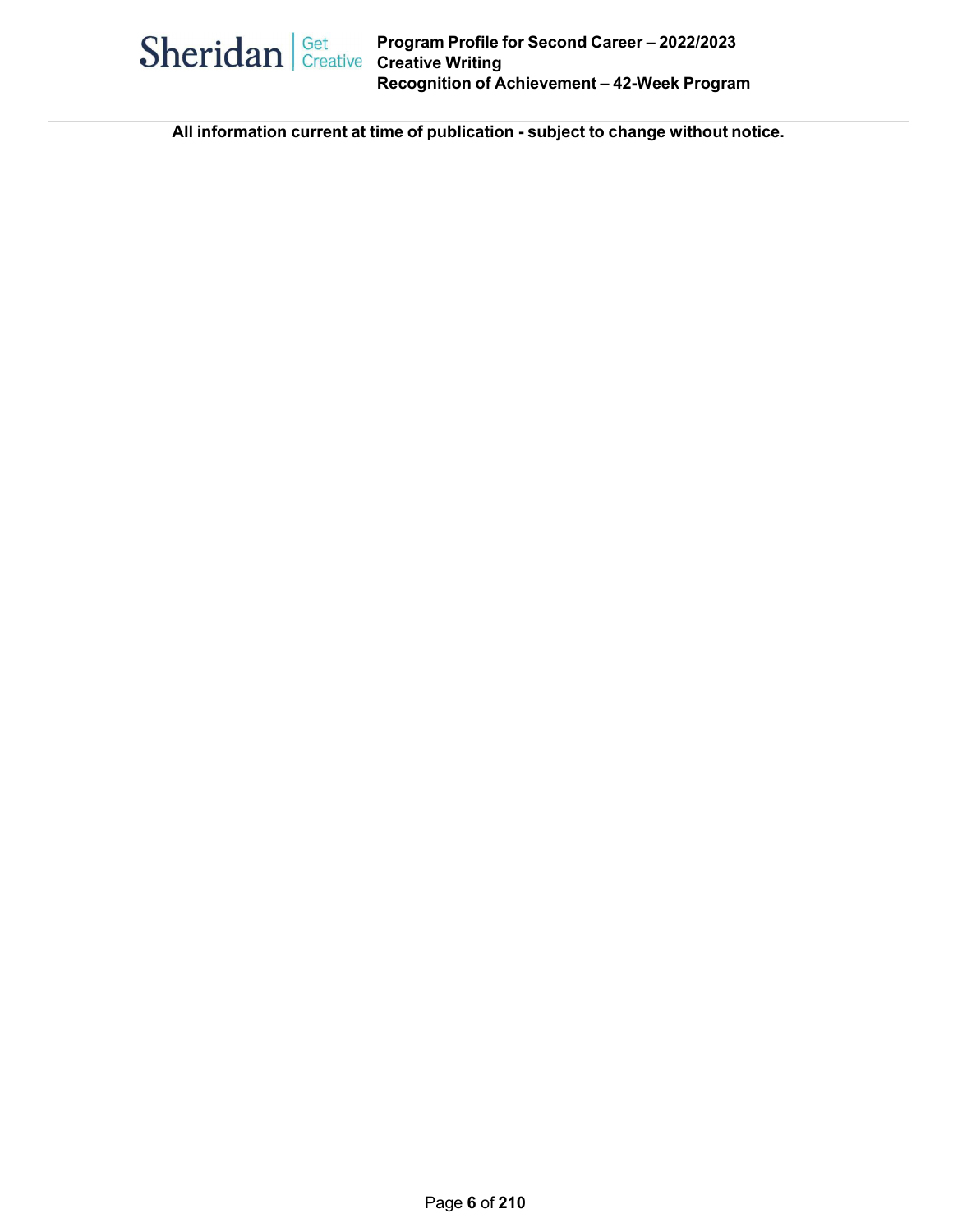All information current at time of publication - subject to change without notice.